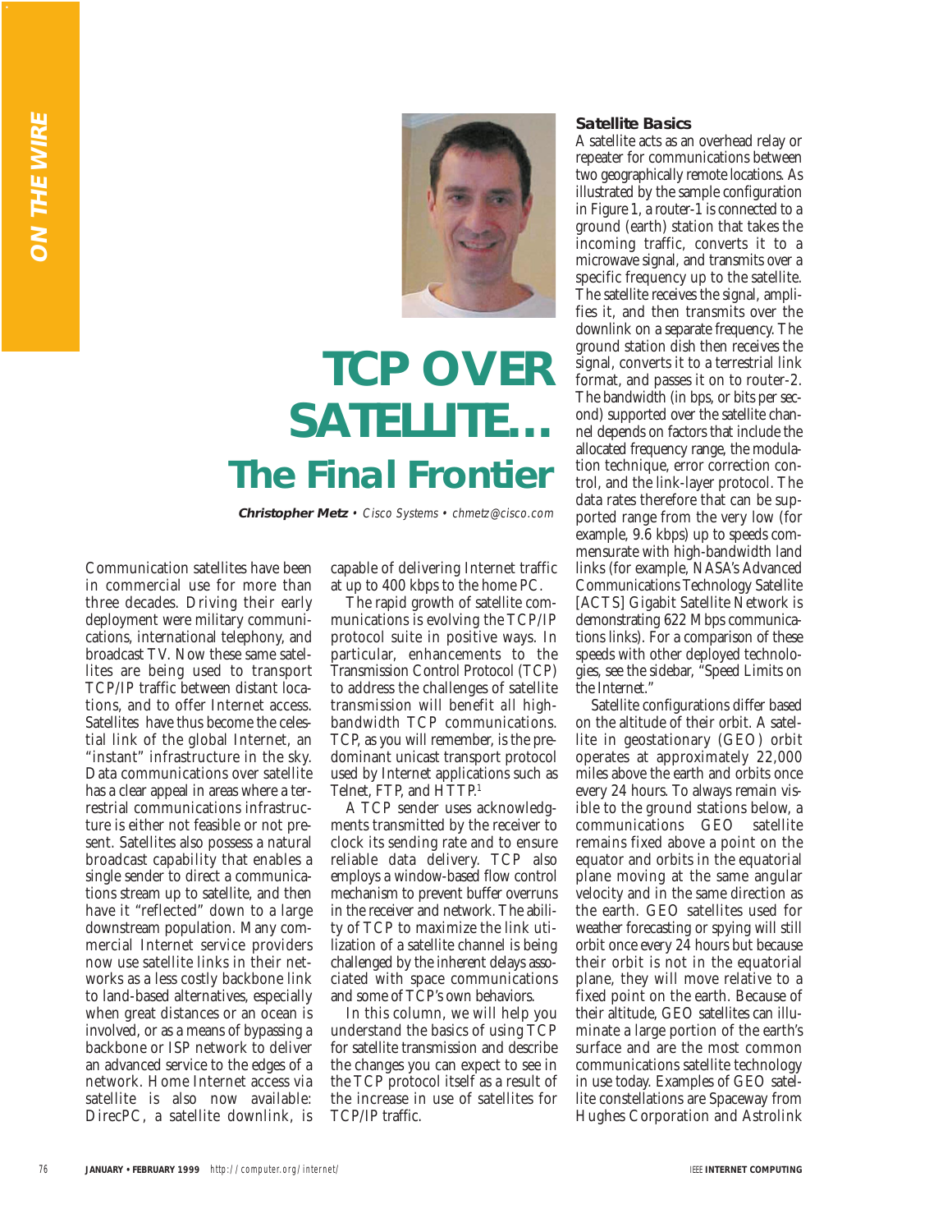# TCP OVER SATELLITE… The Final Frontier

**Christopher Metz** • *Cisco Systems* • *chmetz@cisco.com*

Communication satellites have been in commercial use for more than three decades. Driving their early deployment were military communications, international telephony, and broadcast TV. Now these same satellites are being used to transport TCP/IP traffic between distant locations, and to offer Internet access. Satellites have thus become the celestial link of the global Internet, an "instant" infrastructure in the sky. Data communications over satellite has a clear appeal in areas where a terrestrial communications infrastructure is either not feasible or not present. Satellites also possess a natural broadcast capability that enables a single sender to direct a communications stream up to satellite, and then have it "reflected" down to a large downstream population. Many commercial Internet service providers now use satellite links in their networks as a less costly backbone link to land-based alternatives, especially when great distances or an ocean is involved, or as a means of bypassing a backbone or ISP network to deliver an advanced service to the edges of a network. Home Internet access via satellite is also now available: DirecPC, a satellite downlink, is capable of delivering Internet traffic at up to 400 kbps to the home PC.

The rapid growth of satellite communications is evolving the TCP/IP protocol suite in positive ways. In particular, enhancements to the Transmission Control Protocol (TCP) to address the challenges of satellite transmission will benefit *all* high-bandwidth TCP communications. TCP, as you will remember, is the predominant unicast transport protocol used by Internet applications such as Telnet, FTP, and HTTP.[1]

A TCP sender uses acknowledgments transmitted by the receiver to clock its sending rate and to ensure reliable data delivery. TCP also employs a window-based flow control mechanism to prevent buffer overruns in the receiver and network. The ability of TCP to maximize the link utilization of a satellite channel is being challenged by the inherent delays associated with space communications and some of TCP's own behaviors.

In this column, we will help you understand the basics of using TCP for satellite transmission and describe the changes you can expect to see in the TCP protocol itself as a result of the increase in use of satellites for TCP/IP traffic.

### Satellite Basics

A satellite acts as an overhead relay or repeater for communications between two geographically remote locations. As illustrated by the sample configuration in Figure 1, a router-1 is connected to a ground (earth) station that takes the incoming traffic, converts it to a microwave signal, and transmits over a specific frequency up to the satellite. The satellite receives the signal, amplifies it, and then transmits over the downlink on a separate frequency. The ground station dish then receives the signal, converts it to a terrestrial link format, and passes it on to router-2. The bandwidth (in bps, or bits per second) supported over the satellite channel depends on factors that include the allocated frequency range, the modulation technique, error correction control, and the link-layer protocol. The data rates therefore that can be supported range from the very low (for example, 9.6 kbps) up to speeds commensurate with high-bandwidth land links (for example, NASA's Advanced Communications Technology Satellite [ACTS] Gigabit Satellite Network is demonstrating 622 Mbps communications links). For a comparison of these speeds with other deployed technologies, see the sidebar, "Speed Limits on the Internet."

Satellite configurations differ based on the altitude of their orbit. A satellite in geostationary (GEO) orbit operates at approximately 22,000 miles above the earth and orbits once every 24 hours. To always remain visible to the ground stations below, a communications GEO satellite remains fixed above a point on the equator and orbits in the equatorial plane moving at the same angular velocity and in the same direction as the earth. GEO satellites used for weather forecasting or spying will still orbit once every 24 hours but because their orbit is not in the equatorial plane, they will move relative to a fixed point on the earth. Because of their altitude, GEO satellites can illuminate a large portion of the earth's surface and are the most common communications satellite technology in use today. Examples of GEO satellite constellations are Spaceway from Hughes Corporation and Astrolink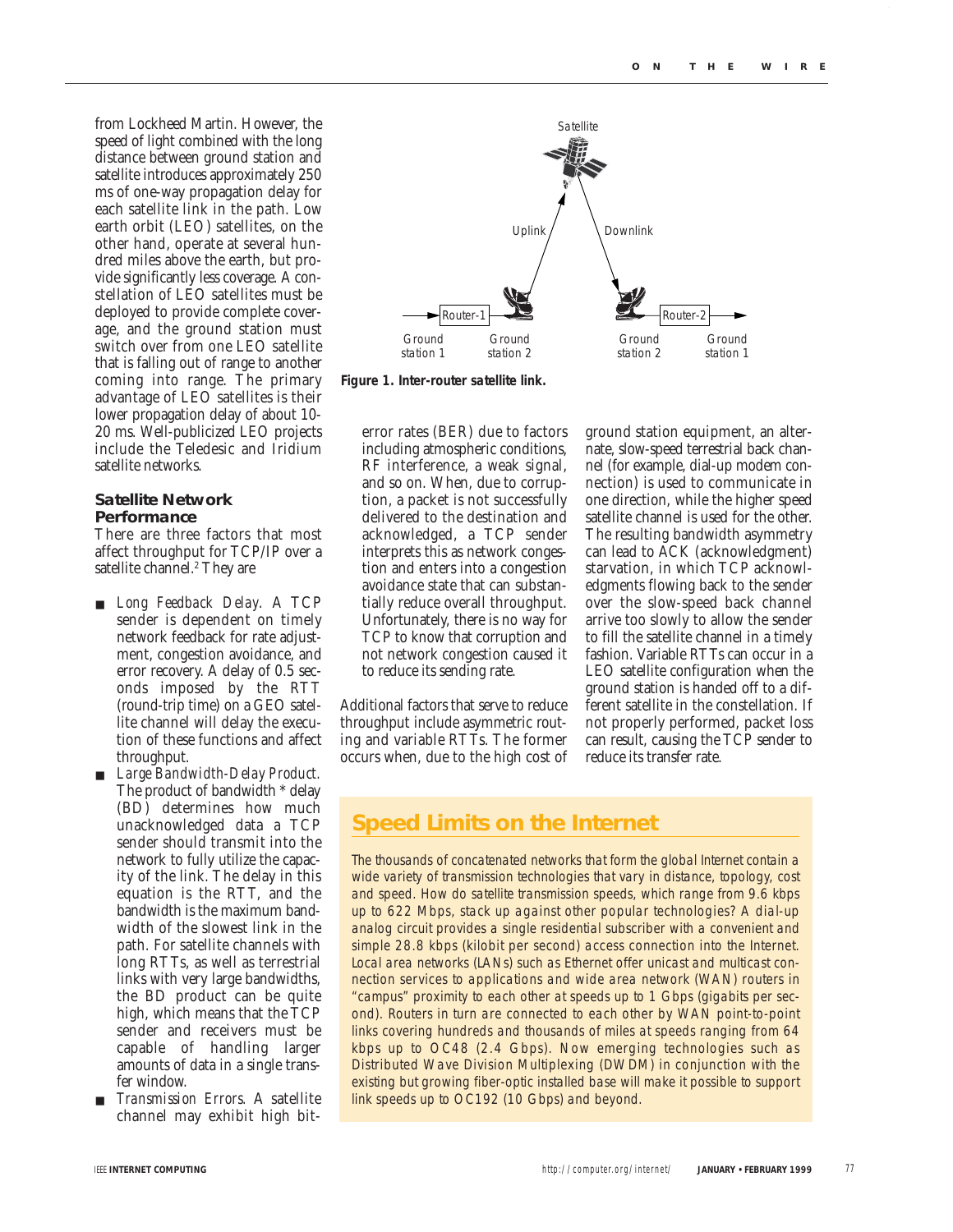from Lockheed Martin. However, the speed of light combined with the long distance between ground station and satellite introduces approximately 250 ms of one-way propagation delay for each satellite link in the path. Low earth orbit (LEO) satellites, on the other hand, operate at several hundred miles above the earth, but provide significantly less coverage. A constellation of LEO satellites must be deployed to provide complete coverage, and the ground station must switch over from one LEO satellite that is falling out of range to another coming into range. The primary advantage of LEO satellites is their lower propagation delay of about 10-20 ms. Well-publicized LEO projects include the Teledesic and Iridium satellite networks.

Satellite

Uplink

Downlink

Router-1

Router-2

Ground station 1

Ground station 2

Ground station 2

Ground station 1

**Figure 1. Inter-router satellite link.**

### Satellite Network Performance

There are three factors that most affect throughput for TCP/IP over a satellite channel.[2] They are

- *Long Feedback Delay.* A TCP sender is dependent on timely network feedback for rate adjustment, congestion avoidance, and error recovery. A delay of 0.5 seconds imposed by the RTT (round-trip time) on a GEO satellite channel will delay the execution of these functions and affect throughput.
- *Large Bandwidth-Delay Product.* The product of bandwidth * delay (BD) determines how much unacknowledged data a TCP sender should transmit into the network to fully utilize the capacity of the link. The delay in this equation is the RTT, and the bandwidth is the maximum bandwidth of the slowest link in the path. For satellite channels with long RTTs, as well as terrestrial links with very large bandwidths, the BD product can be quite high, which means that the TCP sender and receivers must be capable of handling larger amounts of data in a single transfer window.
- *Transmission Errors.* A satellite channel may exhibit high bit-error rates (BER) due to factors including atmospheric conditions, RF interference, a weak signal, and so on. When, due to corruption, a packet is not successfully delivered to the destination and acknowledged, a TCP sender interprets this as network congestion and enters into a congestion avoidance state that can substantially reduce overall throughput. Unfortunately, there is no way for TCP to know that corruption and not network congestion caused it to reduce its sending rate.

Additional factors that serve to reduce throughput include asymmetric routing and variable RTTs. The former occurs when, due to the high cost of ground station equipment, an alternate, slow-speed terrestrial back channel (for example, dial-up modem connection) is used to communicate in one direction, while the higher speed satellite channel is used for the other. The resulting bandwidth asymmetry can lead to ACK (acknowledgment) starvation, in which TCP acknowledgments flowing back to the sender over the slow-speed back channel arrive too slowly to allow the sender to fill the satellite channel in a timely fashion. Variable RTTs can occur in a LEO satellite configuration when the ground station is handed off to a different satellite in the constellation. If not properly performed, packet loss can result, causing the TCP sender to reduce its transfer rate.

## Speed Limits on the Internet

*The thousands of concatenated networks that form the global Internet contain a wide variety of transmission technologies that vary in distance, topology, cost and speed. How do satellite transmission speeds, which range from 9.6 kbps up to 622 Mbps, stack up against other popular technologies? A dial-up analog circuit provides a single residential subscriber with a convenient and simple 28.8 kbps (kilobit per second) access connection into the Internet. Local area networks (LANs) such as Ethernet offer unicast and multicast connection services to applications and wide area network (WAN) routers in "campus" proximity to each other at speeds up to 1 Gbps (gigabits per second). Routers in turn are connected to each other by WAN point-to-point links covering hundreds and thousands of miles at speeds ranging from 64 kbps up to OC48 (2.4 Gbps). Now emerging technologies such as Distributed Wave Division Multiplexing (DWDM) in conjunction with the existing but growing fiber-optic installed base will make it possible to support link speeds up to OC192 (10 Gbps) and beyond.*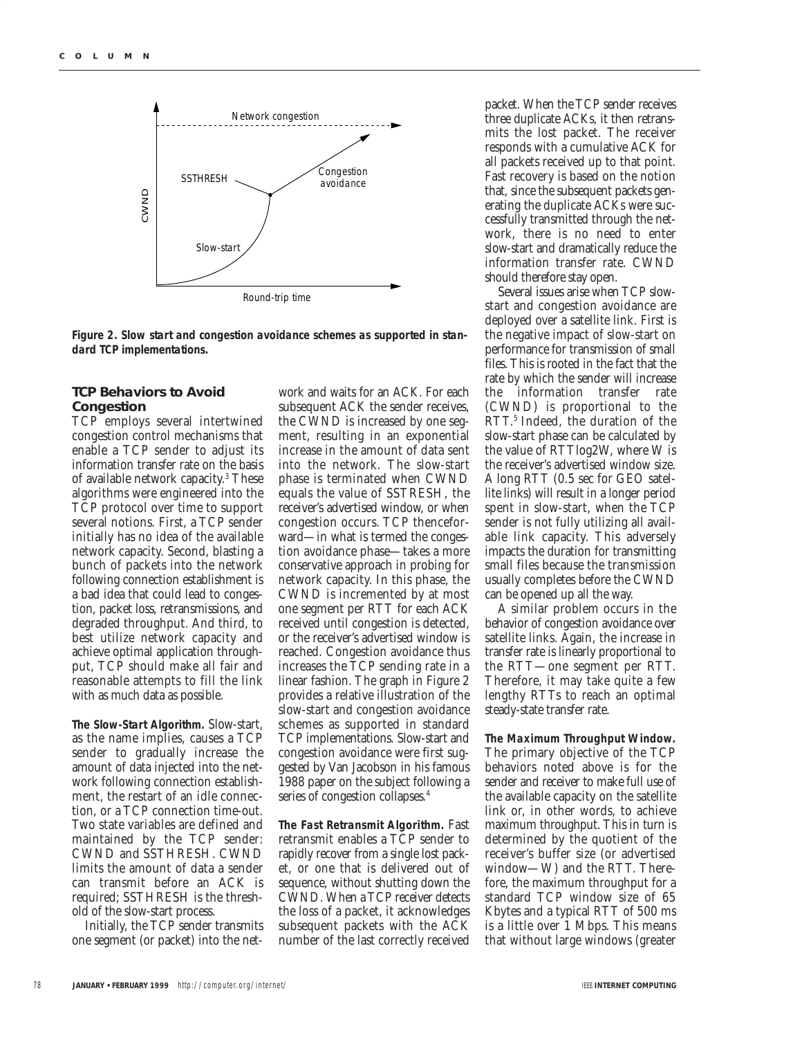Figure 2. Slow start and congestion avoidance schemes as supported in standard TCP implementations.

### TCP Behaviors to Avoid Congestion

TCP employs several intertwined congestion control mechanisms that enable a TCP sender to adjust its information transfer rate on the basis of available network capacity.[3] These algorithms were engineered into the TCP protocol over time to support several notions. First, a TCP sender initially has no idea of the available network capacity. Second, blasting a bunch of packets into the network following connection establishment is a bad idea that could lead to congestion, packet loss, retransmissions, and degraded throughput. And third, to best utilize network capacity and achieve optimal application throughput, TCP should make all fair and reasonable attempts to fill the link with as much data as possible.

**The Slow-Start Algorithm.** Slow-start, as the name implies, causes a TCP sender to gradually increase the amount of data injected into the network following connection establishment, the restart of an idle connection, or a TCP connection time-out. Two state variables are defined and maintained by the TCP sender: CWND and SSTHRESH. CWND limits the amount of data a sender can transmit before an ACK is required; SSTHRESH is the threshold of the slow-start process.

Initially, the TCP sender transmits one segment (or packet) into the network and waits for an ACK. For each subsequent ACK the sender receives, the CWND is increased by one segment, resulting in an exponential increase in the amount of data sent into the network. The slow-start phase is terminated when CWND equals the value of SSTRESH, the receiver's advertised window, or when congestion occurs. TCP thenceforward—in what is termed the congestion avoidance phase—takes a more conservative approach in probing for network capacity. In this phase, the CWND is incremented by at most one segment per RTT for each ACK received until congestion is detected, or the receiver's advertised window is reached. Congestion avoidance thus increases the TCP sending rate in a linear fashion. The graph in Figure 2 provides a relative illustration of the slow-start and congestion avoidance schemes as supported in standard TCP implementations. Slow-start and congestion avoidance were first suggested by Van Jacobson in his famous 1988 paper on the subject following a series of congestion collapses.[4]

**The Fast Retransmit Algorithm.** Fast retransmit enables a TCP sender to rapidly recover from a single lost packet, or one that is delivered out of sequence, without shutting down the CWND. When a TCP receiver detects the loss of a packet, it acknowledges subsequent packets with the ACK number of the last correctly received packet. When the TCP sender receives three duplicate ACKs, it then retransmits the lost packet. The receiver responds with a cumulative ACK for all packets received up to that point. Fast recovery is based on the notion that, since the subsequent packets generating the duplicate ACKs were successfully transmitted through the network, there is no need to enter slow-start and dramatically reduce the information transfer rate. CWND should therefore stay open.

Several issues arise when TCP slow-start and congestion avoidance are deployed over a satellite link. First is the negative impact of slow-start on performance for transmission of small files. This is rooted in the fact that the rate by which the sender will increase the information transfer rate (CWND) is proportional to the RTT.[5] Indeed, the duration of the slow-start phase can be calculated by the value of $RTT \log_2 W$, where W is the receiver's advertised window size. A long RTT (0.5 sec for GEO satellite links) will result in a longer period spent in slow-start, when the TCP sender is not fully utilizing all available link capacity. This adversely impacts the duration for transmitting small files because the transmission usually completes before the CWND can be opened up all the way.

A similar problem occurs in the behavior of congestion avoidance over satellite links. Again, the increase in transfer rate is linearly proportional to the RTT—one segment per RTT. Therefore, it may take quite a few lengthy RTTs to reach an optimal steady-state transfer rate.

**The Maximum Throughput Window.** The primary objective of the TCP behaviors noted above is for the sender and receiver to make full use of the available capacity on the satellite link or, in other words, to achieve maximum throughput. This in turn is determined by the quotient of the receiver's buffer size (or advertised window—W) and the RTT. Therefore, the maximum throughput for a standard TCP window size of 65 Kbytes and a typical RTT of 500 ms is a little over 1 Mbps. This means that without large windows (greater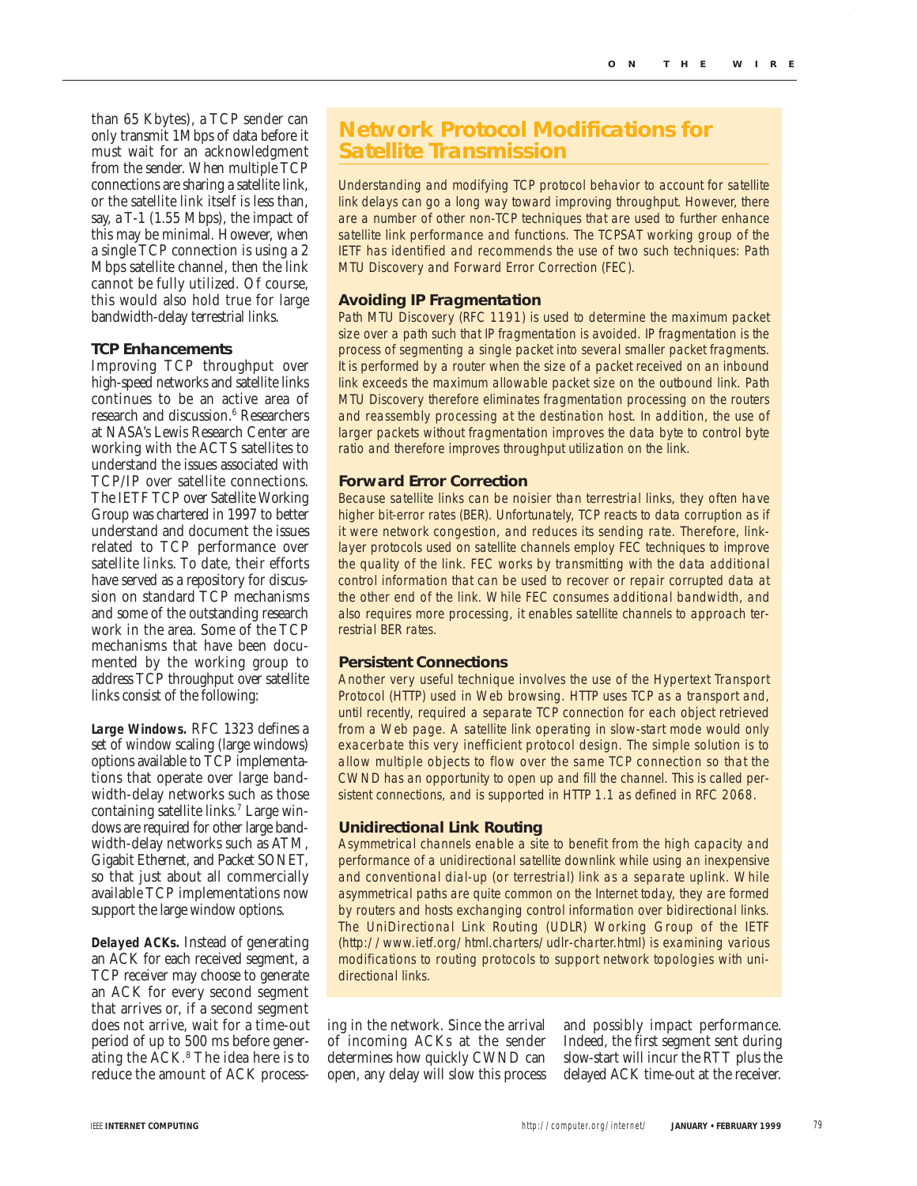than 65 Kbytes), a TCP sender can only transmit 1Mbps of data before it must wait for an acknowledgment from the sender. When multiple TCP connections are sharing a satellite link, or the satellite link itself is less than, say, a T-1 (1.55 Mbps), the impact of this may be minimal. However, when a single TCP connection is using a 2 Mbps satellite channel, then the link cannot be fully utilized. Of course, this would also hold true for large bandwidth-delay terrestrial links.

### TCP Enhancements

Improving TCP throughput over high-speed networks and satellite links continues to be an active area of research and discussion.[6] Researchers at NASA's Lewis Research Center are working with the ACTS satellites to understand the issues associated with TCP/IP over satellite connections. The IETF TCP over Satellite Working Group was chartered in 1997 to better understand and document the issues related to TCP performance over satellite links. To date, their efforts have served as a repository for discussion on standard TCP mechanisms and some of the outstanding research work in the area. Some of the TCP mechanisms that have been documented by the working group to address TCP throughput over satellite links consist of the following:

**Large Windows.** RFC 1323 defines a set of window scaling (large windows) options available to TCP implementations that operate over large bandwidth-delay networks such as those containing satellite links.[7] Large windows are required for other large bandwidth-delay networks such as ATM, Gigabit Ethernet, and Packet SONET, so that just about all commercially available TCP implementations now support the large window options.

**Delayed ACKs.** Instead of generating an ACK for each received segment, a TCP receiver may choose to generate an ACK for every second segment that arrives or, if a second segment does not arrive, wait for a time-out period of up to 500 ms before generating the ACK.[8] The idea here is to reduce the amount of ACK processing in the network. Since the arrival of incoming ACKs at the sender determines how quickly CWND can open, any delay will slow this process and possibly impact performance. Indeed, the first segment sent during slow-start will incur the RTT plus the delayed ACK time-out at the receiver.

## Network Protocol Modifications for Satellite Transmission

*Understanding and modifying TCP protocol behavior to account for satellite link delays can go a long way toward improving throughput. However, there are a number of other non-TCP techniques that are used to further enhance satellite link performance and functions. The TCPSAT working group of the IETF has identified and recommends the use of two such techniques: Path MTU Discovery and Forward Error Correction (FEC).*

### Avoiding IP Fragmentation

*Path MTU Discovery (RFC 1191) is used to determine the maximum packet size over a path such that IP fragmentation is avoided. IP fragmentation is the process of segmenting a single packet into several smaller packet fragments. It is performed by a router when the size of a packet received on an inbound link exceeds the maximum allowable packet size on the outbound link. Path MTU Discovery therefore eliminates fragmentation processing on the routers and reassembly processing at the destination host. In addition, the use of larger packets without fragmentation improves the data byte to control byte ratio and therefore improves throughput utilization on the link.*

### Forward Error Correction

*Because satellite links can be noisier than terrestrial links, they often have higher bit-error rates (BER). Unfortunately, TCP reacts to data corruption as if it were network congestion, and reduces its sending rate. Therefore, link-layer protocols used on satellite channels employ FEC techniques to improve the quality of the link. FEC works by transmitting with the data additional control information that can be used to recover or repair corrupted data at the other end of the link. While FEC consumes additional bandwidth, and also requires more processing, it enables satellite channels to approach terrestrial BER rates.*

### Persistent Connections

*Another very useful technique involves the use of the Hypertext Transport Protocol (HTTP) used in Web browsing. HTTP uses TCP as a transport and, until recently, required a separate TCP connection for each object retrieved from a Web page. A satellite link operating in slow-start mode would only exacerbate this very inefficient protocol design. The simple solution is to allow multiple objects to flow over the same TCP connection so that the CWND has an opportunity to open up and fill the channel. This is called persistent connections, and is supported in HTTP 1.1 as defined in RFC 2068.*

### Unidirectional Link Routing

*Asymmetrical channels enable a site to benefit from the high capacity and performance of a unidirectional satellite downlink while using an inexpensive and conventional dial-up (or terrestrial) link as a separate uplink. While asymmetrical paths are quite common on the Internet today, they are formed by routers and hosts exchanging control information over bidirectional links. The UniDirectional Link Routing (UDLR) Working Group of the IETF (http://www.ietf.org/html.charters/udlr-charter.html) is examining various modifications to routing protocols to support network topologies with unidirectional links.*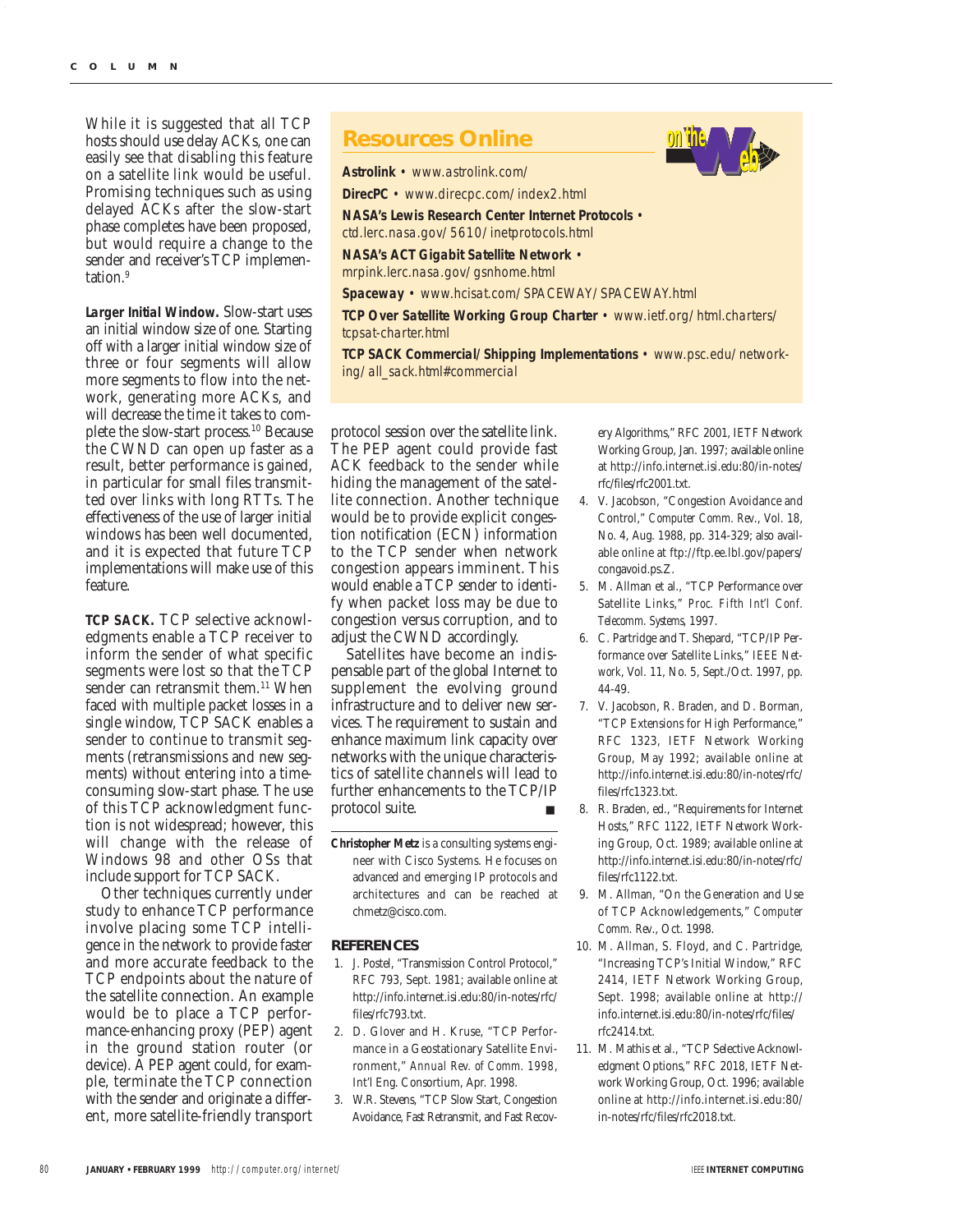While it is suggested that all TCP hosts should use delay ACKs, one can easily see that disabling this feature on a satellite link would be useful. Promising techniques such as using delayed ACKs after the slow-start phase completes have been proposed, but would require a change to the sender and receiver's TCP implementation.[9]

**Larger Initial Window.** Slow-start uses an initial window size of one. Starting off with a larger initial window size of three or four segments will allow more segments to flow into the network, generating more ACKs, and will decrease the time it takes to complete the slow-start process.[10] Because the CWND can open up faster as a result, better performance is gained, in particular for small files transmitted over links with long RTTs. The effectiveness of the use of larger initial windows has been well documented, and it is expected that future TCP implementations will make use of this feature.

**TCP SACK.** TCP selective acknowledgments enable a TCP receiver to inform the sender of what specific segments were lost so that the TCP sender can retransmit them.[11] When faced with multiple packet losses in a single window, TCP SACK enables a sender to continue to transmit segments (retransmissions and new segments) without entering into a time-consuming slow-start phase. The use of this TCP acknowledgment function is not widespread; however, this will change with the release of Windows 98 and other OSs that include support for TCP SACK.

Other techniques currently under study to enhance TCP performance involve placing some TCP intelligence in the network to provide faster and more accurate feedback to the TCP endpoints about the nature of the satellite connection. An example would be to place a TCP performance-enhancing proxy (PEP) agent in the ground station router (or device). A PEP agent could, for example, terminate the TCP connection with the sender and originate a different, more satellite-friendly transport protocol session over the satellite link. The PEP agent could provide fast ACK feedback to the sender while hiding the management of the satellite connection. Another technique would be to provide explicit congestion notification (ECN) information to the TCP sender when network congestion appears imminent. This would enable a TCP sender to identify when packet loss may be due to congestion versus corruption, and to adjust the CWND accordingly.

Satellites have become an indispensable part of the global Internet to supplement the evolving ground infrastructure and to deliver new services. The requirement to sustain and enhance maximum link capacity over networks with the unique characteristics of satellite channels will lead to further enhancements to the TCP/IP protocol suite. ■

## Resources Online

**Astrolink** • www.astrolink.com/

**DirecPC** • www.direcpc.com/index2.html

**NASA's Lewis Research Center Internet Protocols** • ctd.lerc.nasa.gov/5610/inetprotocols.html

**NASA's ACT Gigabit Satellite Network** • mrpink.lerc.nasa.gov/gsnhome.html

**Spaceway** • www.hcisat.com/SPACEWAY/SPACEWAY.html

**TCP Over Satellite Working Group Charter** • www.ietf.org/html.charters/tcpsat-charter.html

**TCP SACK Commercial/Shipping Implementations** • www.psc.edu/networking/all_sack.html#commercial

---

**Christopher Metz** is a consulting systems engineer with Cisco Systems. He focuses on advanced and emerging IP protocols and architectures and can be reached at chmetz@cisco.com.

## REFERENCES

1. J. Postel, "Transmission Control Protocol," RFC 793, Sept. 1981; available online at http://info.internet.isi.edu:80/in-notes/rfc/files/rfc793.txt.
2. D. Glover and H. Kruse, "TCP Performance in a Geostationary Satellite Environment," *Annual Rev. of Comm. 1998*, Int'l Eng. Consortium, Apr. 1998.
3. W.R. Stevens, "TCP Slow Start, Congestion Avoidance, Fast Retransmit, and Fast Recovery Algorithms," RFC 2001, IETF Network Working Group, Jan. 1997; available online at http://info.internet.isi.edu:80/in-notes/rfc/files/rfc2001.txt.
4. V. Jacobson, "Congestion Avoidance and Control," *Computer Comm. Rev.*, Vol. 18, No. 4, Aug. 1988, pp. 314-329; also available online at ftp://ftp.ee.lbl.gov/papers/congavoid.ps.Z.
5. M. Allman et al., "TCP Performance over Satellite Links," *Proc. Fifth Int'l Conf. Telecomm. Systems*, 1997.
6. C. Partridge and T. Shepard, "TCP/IP Performance over Satellite Links," *IEEE Network*, Vol. 11, No. 5, Sept./Oct. 1997, pp. 44-49.
7. V. Jacobson, R. Braden, and D. Borman, "TCP Extensions for High Performance," RFC 1323, IETF Network Working Group, May 1992; available online at http://info.internet.isi.edu:80/in-notes/rfc/files/rfc1323.txt.
8. R. Braden, ed., "Requirements for Internet Hosts," RFC 1122, IETF Network Working Group, Oct. 1989; available online at http://info.internet.isi.edu:80/in-notes/rfc/files/rfc1122.txt.
9. M. Allman, "On the Generation and Use of TCP Acknowledgements," *Computer Comm. Rev.*, Oct. 1998.
10. M. Allman, S. Floyd, and C. Partridge, "Increasing TCP's Initial Window," RFC 2414, IETF Network Working Group, Sept. 1998; available online at http://info.internet.isi.edu:80/in-notes/rfc/files/rfc2414.txt.
11. M. Mathis et al., "TCP Selective Acknowledgment Options," RFC 2018, IETF Network Working Group, Oct. 1996; available online at http://info.internet.isi.edu:80/in-notes/rfc/files/rfc2018.txt.